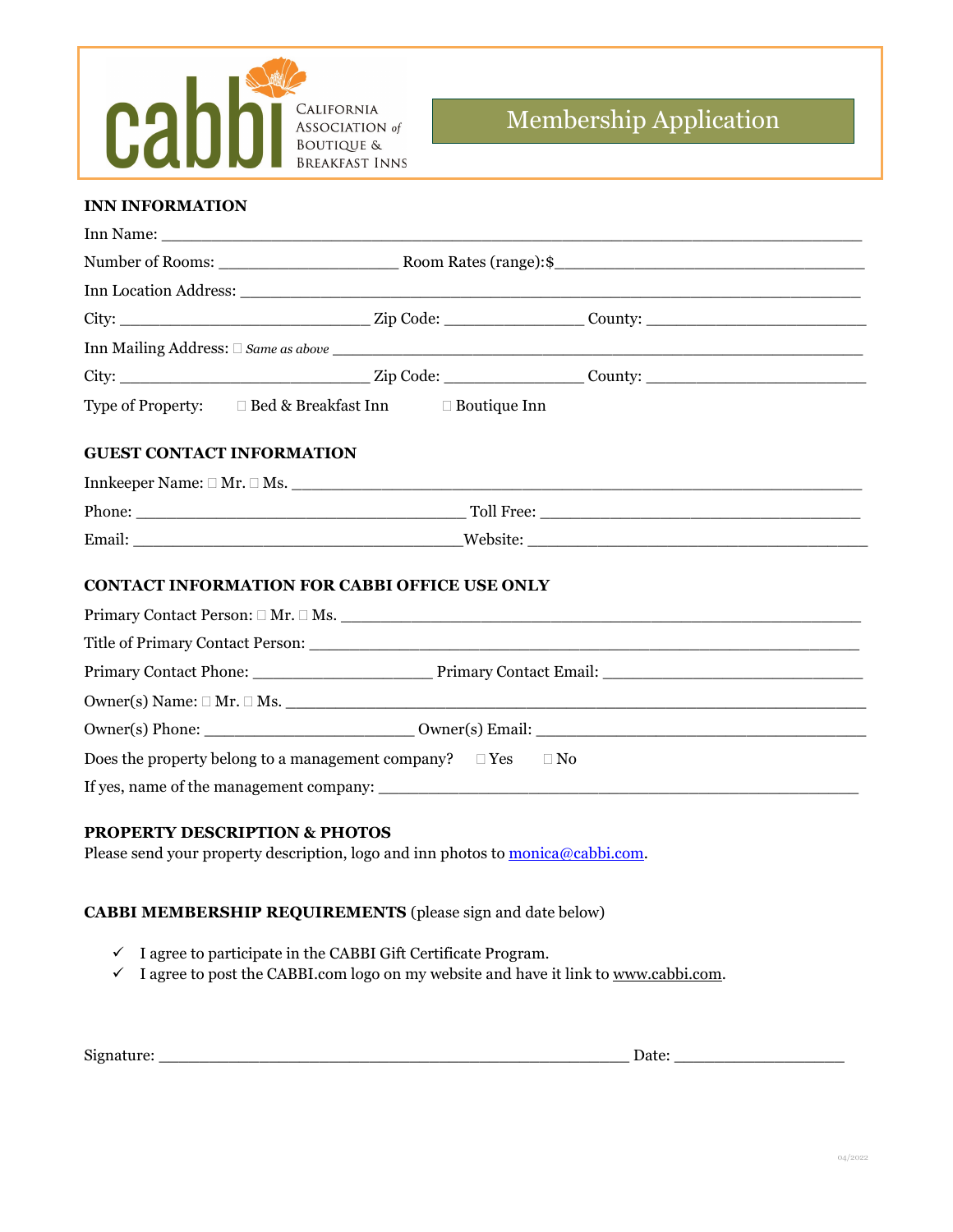cabbi CALIFORNIA ASSOCIATION *of* BOUTIQUE & BREAKFAST INNS

# Membership Application

## INN INFORMATION

Inn Name: ___________________________________________________________________________

Number of Rooms: ___________________ Room Rates (range):$________________________________

Inn Location Address: ________________________________________________________________

City: ___________________________ Zip Code: _______________ County: _______________________

Inn Mailing Address: ☐ *Same as above* __________________________________________________

City: ___________________________ Zip Code: _______________ County: _______________________

Type of Property: ☐ Bed & Breakfast Inn ☐ Boutique Inn

## GUEST CONTACT INFORMATION

Innkeeper Name: ☐ Mr. ☐ Ms. ______________________________________________________________

Phone: ____________________________________ Toll Free: ___________________________________

Email: ____________________________________Website: _____________________________________

## CONTACT INFORMATION FOR CABBI OFFICE USE ONLY

Primary Contact Person: ☐ Mr. ☐ Ms. ________________________________________________________

Title of Primary Contact Person: _____________________________________________________________

Primary Contact Phone: ___________________ Primary Contact Email: ____________________________

Owner(s) Name: ☐ Mr. ☐ Ms. ___________________________________________________________________

Owner(s) Phone: _______________________ Owner(s) Email: _____________________________________

Does the property belong to a management company? ☐ Yes ☐ No

If yes, name of the management company: ____________________________________________________

## PROPERTY DESCRIPTION & PHOTOS

Please send your property description, logo and inn photos to monica@cabbi.com.

## CABBI MEMBERSHIP REQUIREMENTS (please sign and date below)

- ✓ I agree to participate in the CABBI Gift Certificate Program.
- ✓ I agree to post the CABBI.com logo on my website and have it link to www.cabbi.com.

Signature: ____________________________________________________ Date: ___________________

04/2022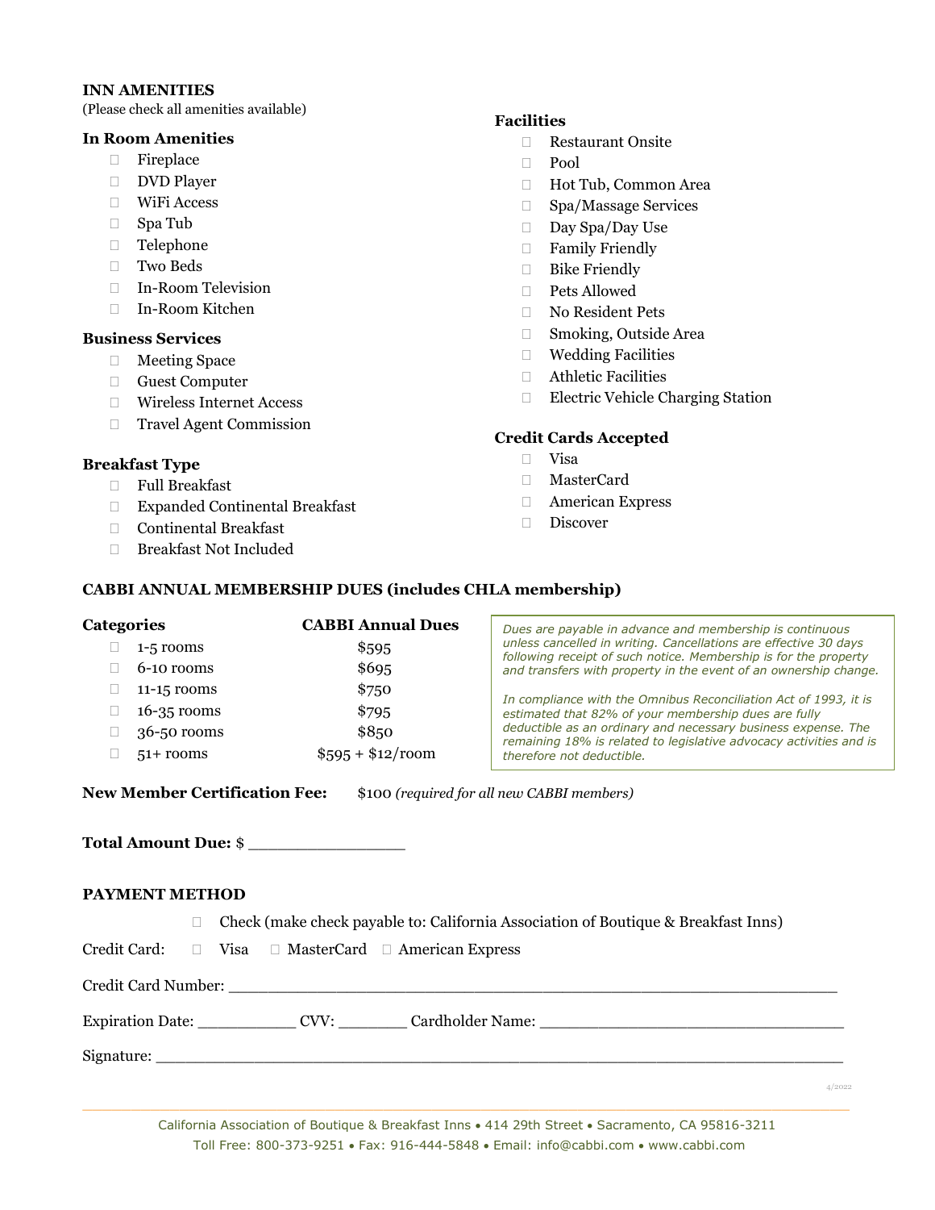## INN AMENITIES

(Please check all amenities available)

### In Room Amenities

- ☐ Fireplace
- ☐ DVD Player
- ☐ WiFi Access
- ☐ Spa Tub
- ☐ Telephone
- ☐ Two Beds
- ☐ In-Room Television
- ☐ In-Room Kitchen

### Business Services

- ☐ Meeting Space
- ☐ Guest Computer
- ☐ Wireless Internet Access
- ☐ Travel Agent Commission

### Breakfast Type

- ☐ Full Breakfast
- ☐ Expanded Continental Breakfast
- ☐ Continental Breakfast
- ☐ Breakfast Not Included

### Facilities

- ☐ Restaurant Onsite
- ☐ Pool
- ☐ Hot Tub, Common Area
- ☐ Spa/Massage Services
- ☐ Day Spa/Day Use
- ☐ Family Friendly
- ☐ Bike Friendly
- ☐ Pets Allowed
- ☐ No Resident Pets
- ☐ Smoking, Outside Area
- ☐ Wedding Facilities
- ☐ Athletic Facilities
- ☐ Electric Vehicle Charging Station

### Credit Cards Accepted

- ☐ Visa
- ☐ MasterCard
- ☐ American Express
- ☐ Discover

## CABBI ANNUAL MEMBERSHIP DUES (includes CHLA membership)

| Categories | CABBI Annual Dues |
|---|---|
| ☐ 1-5 rooms | $595 |
| ☐ 6-10 rooms | $695 |
| ☐ 11-15 rooms | $750 |
| ☐ 16-35 rooms | $795 |
| ☐ 36-50 rooms | $850 |
| ☐ 51+ rooms | $595 + $12/room |

*Dues are payable in advance and membership is continuous unless cancelled in writing. Cancellations are effective 30 days following receipt of such notice. Membership is for the property and transfers with property in the event of an ownership change.*

*In compliance with the Omnibus Reconciliation Act of 1993, it is estimated that 82% of your membership dues are fully deductible as an ordinary and necessary business expense. The remaining 18% is related to legislative advocacy activities and is therefore not deductible.*

**New Member Certification Fee:** $100 *(required for all new CABBI members)*

**Total Amount Due:** $ ________________

## PAYMENT METHOD

☐ Check (make check payable to: California Association of Boutique & Breakfast Inns)

Credit Card: ☐ Visa ☐ MasterCard ☐ American Express

Credit Card Number: ____________________________________________________________

Expiration Date: ___________ CVV: ________ Cardholder Name: __________________________________

Signature: ______________________________________________________________________

4/2022

California Association of Boutique & Breakfast Inns • 414 29th Street • Sacramento, CA 95816-3211
Toll Free: 800-373-9251 • Fax: 916-444-5848 • Email: info@cabbi.com • www.cabbi.com